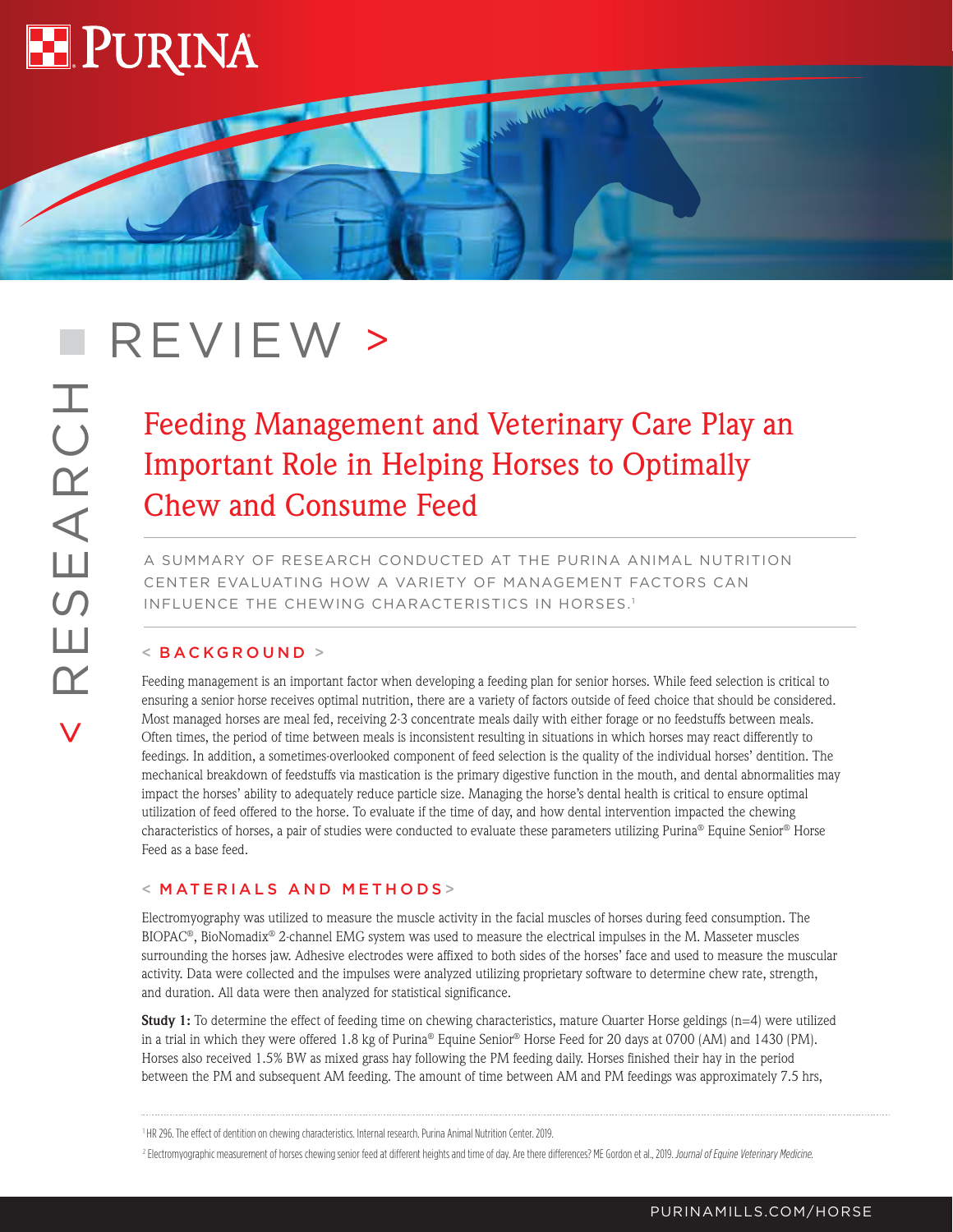# REVIEW >

## Feeding Management and Veterinary Care Play an Important Role in Helping Horses to Optimally Chew and Consume Feed

A SUMMARY OF RESEARCH CONDUCTED AT THE PURINA ANIMAL NUTRITION CENTER EVALUATING HOW A VARIETY OF MANAGEMENT FACTORS CAN INFLUENCE THE CHEWING CHARACTERISTICS IN HORSES.[1]

### < BACKGROUND >

Feeding management is an important factor when developing a feeding plan for senior horses. While feed selection is critical to ensuring a senior horse receives optimal nutrition, there are a variety of factors outside of feed choice that should be considered. Most managed horses are meal fed, receiving 2-3 concentrate meals daily with either forage or no feedstuffs between meals. Often times, the period of time between meals is inconsistent resulting in situations in which horses may react differently to feedings. In addition, a sometimes-overlooked component of feed selection is the quality of the individual horses' dentition. The mechanical breakdown of feedstuffs via mastication is the primary digestive function in the mouth, and dental abnormalities may impact the horses' ability to adequately reduce particle size. Managing the horse's dental health is critical to ensure optimal utilization of feed offered to the horse. To evaluate if the time of day, and how dental intervention impacted the chewing characteristics of horses, a pair of studies were conducted to evaluate these parameters utilizing Purina® Equine Senior® Horse Feed as a base feed.

### < MATERIALS AND METHODS >

Electromyography was utilized to measure the muscle activity in the facial muscles of horses during feed consumption. The BIOPAC®, BioNomadix® 2-channel EMG system was used to measure the electrical impulses in the M. Masseter muscles surrounding the horses jaw. Adhesive electrodes were affixed to both sides of the horses' face and used to measure the muscular activity. Data were collected and the impulses were analyzed utilizing proprietary software to determine chew rate, strength, and duration. All data were then analyzed for statistical significance.

**Study 1:** To determine the effect of feeding time on chewing characteristics, mature Quarter Horse geldings (n=4) were utilized in a trial in which they were offered 1.8 kg of Purina® Equine Senior® Horse Feed for 20 days at 0700 (AM) and 1430 (PM). Horses also received 1.5% BW as mixed grass hay following the PM feeding daily. Horses finished their hay in the period between the PM and subsequent AM feeding. The amount of time between AM and PM feedings was approximately 7.5 hrs,

---

[1] HR 296. The effect of dentition on chewing characteristics. Internal research. Purina Animal Nutrition Center. 2019.

[2] Electromyographic measurement of horses chewing senior feed at different heights and time of day. Are there differences? ME Gordon et al., 2019. *Journal of Equine Veterinary Medicine.*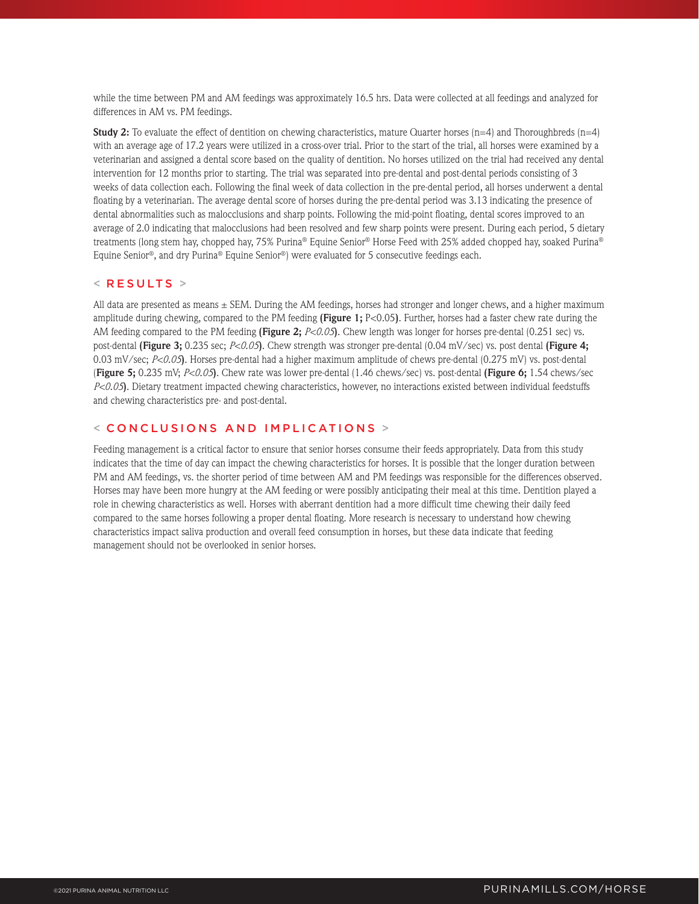while the time between PM and AM feedings was approximately 16.5 hrs. Data were collected at all feedings and analyzed for differences in AM vs. PM feedings.

**Study 2:** To evaluate the effect of dentition on chewing characteristics, mature Quarter horses (n=4) and Thoroughbreds (n=4) with an average age of 17.2 years were utilized in a cross-over trial. Prior to the start of the trial, all horses were examined by a veterinarian and assigned a dental score based on the quality of dentition. No horses utilized on the trial had received any dental intervention for 12 months prior to starting. The trial was separated into pre-dental and post-dental periods consisting of 3 weeks of data collection each. Following the final week of data collection in the pre-dental period, all horses underwent a dental floating by a veterinarian. The average dental score of horses during the pre-dental period was 3.13 indicating the presence of dental abnormalities such as malocclusions and sharp points. Following the mid-point floating, dental scores improved to an average of 2.0 indicating that malocclusions had been resolved and few sharp points were present. During each period, 5 dietary treatments (long stem hay, chopped hay, 75% Purina® Equine Senior® Horse Feed with 25% added chopped hay, soaked Purina® Equine Senior®, and dry Purina® Equine Senior®) were evaluated for 5 consecutive feedings each.

## < RESULTS >

All data are presented as means ± SEM. During the AM feedings, horses had stronger and longer chews, and a higher maximum amplitude during chewing, compared to the PM feeding **(Figure 1;** $P<0.05$**)**. Further, horses had a faster chew rate during the AM feeding compared to the PM feeding **(Figure 2;** $P<0.05$**)**. Chew length was longer for horses pre-dental (0.251 sec) vs. post-dental **(Figure 3;** 0.235 sec; $P<0.05$**)**. Chew strength was stronger pre-dental (0.04 mV/sec) vs. post dental **(Figure 4;** 0.03 mV/sec; $P<0.05$**)**. Horses pre-dental had a higher maximum amplitude of chews pre-dental (0.275 mV) vs. post-dental (**Figure 5;** 0.235 mV; $P<0.05$**)**. Chew rate was lower pre-dental (1.46 chews/sec) vs. post-dental **(Figure 6;** 1.54 chews/sec $P<0.05$**)**. Dietary treatment impacted chewing characteristics, however, no interactions existed between individual feedstuffs and chewing characteristics pre- and post-dental.

## < CONCLUSIONS AND IMPLICATIONS >

Feeding management is a critical factor to ensure that senior horses consume their feeds appropriately. Data from this study indicates that the time of day can impact the chewing characteristics for horses. It is possible that the longer duration between PM and AM feedings, vs. the shorter period of time between AM and PM feedings was responsible for the differences observed. Horses may have been more hungry at the AM feeding or were possibly anticipating their meal at this time. Dentition played a role in chewing characteristics as well. Horses with aberrant dentition had a more difficult time chewing their daily feed compared to the same horses following a proper dental floating. More research is necessary to understand how chewing characteristics impact saliva production and overall feed consumption in horses, but these data indicate that feeding management should not be overlooked in senior horses.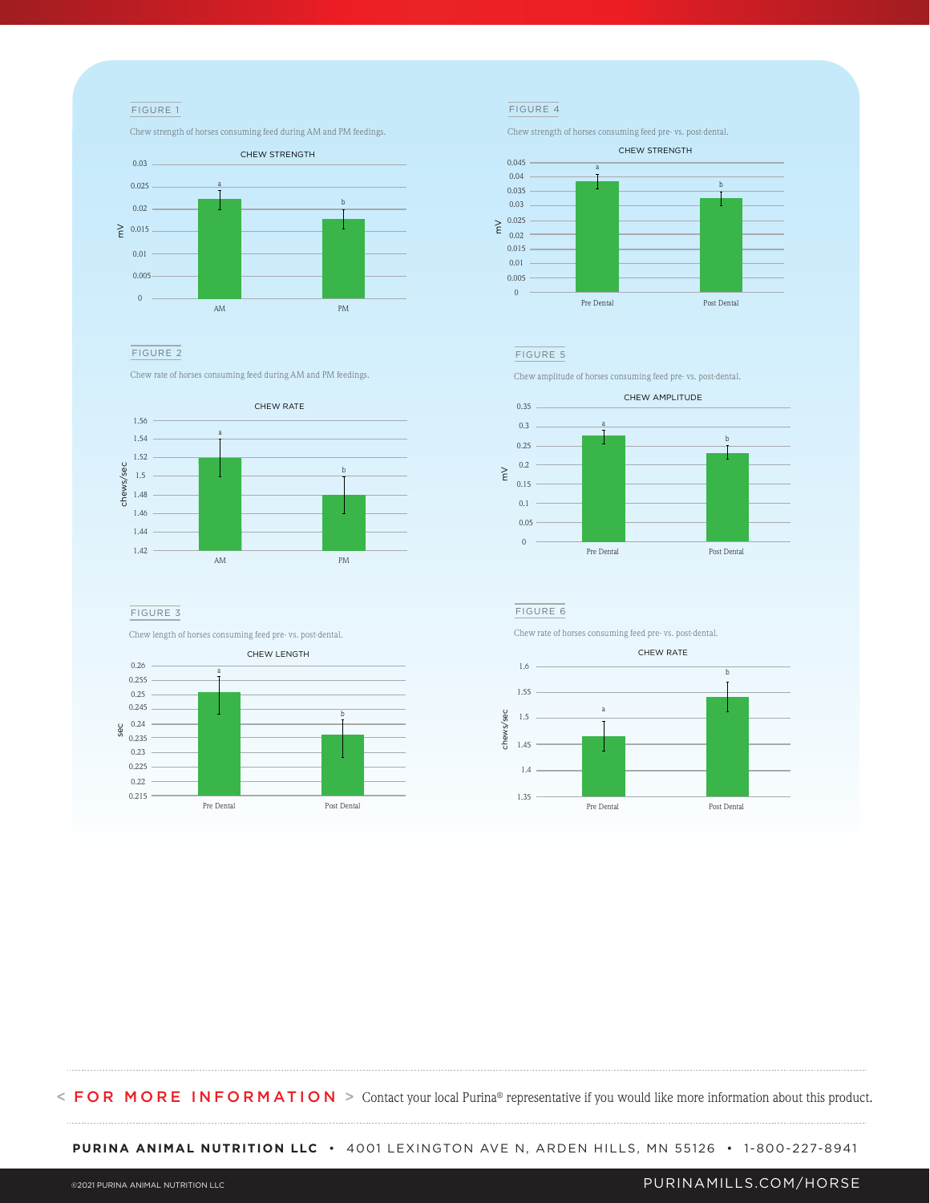FIGURE 1

Chew strength of horses consuming feed during AM and PM feedings.

CHEW STRENGTH

mV

0.03
0.025
0.02
0.015
0.01
0.005
0

a
b

AM
PM

FIGURE 2

Chew rate of horses consuming feed during AM and PM feedings.

CHEW RATE

chews/sec

1.56
1.54
1.52
1.5
1.48
1.46
1.44
1.42

a
b

AM
PM

FIGURE 3

Chew length of horses consuming feed pre- vs. post-dental.

CHEW LENGTH

sec

0.26
0.255
0.25
0.245
0.24
0.235
0.23
0.225
0.22
0.215

a
b

Pre Dental
Post Dental

FIGURE 4

Chew strength of horses consuming feed pre- vs. post-dental.

CHEW STRENGTH

mV

0.045
0.04
0.035
0.03
0.025
0.02
0.015
0.01
0.005
0

a
b

Pre Dental
Post Dental

FIGURE 5

Chew amplitude of horses consuming feed pre- vs. post-dental.

CHEW AMPLITUDE

mV

0.35
0.3
0.25
0.2
0.15
0.1
0.05
0

a
b

Pre Dental
Post Dental

FIGURE 6

Chew rate of horses consuming feed pre- vs. post-dental.

CHEW RATE

chews/sec

1.6
1.55
1.5
1.45
1.4
1.35

a
b

Pre Dental
Post Dental

< **FOR MORE INFORMATION** > Contact your local Purina® representative if you would like more information about this product.

**PURINA ANIMAL NUTRITION LLC** • 4001 LEXINGTON AVE N, ARDEN HILLS, MN 55126 • 1-800-227-8941

©2021 PURINA ANIMAL NUTRITION LLC

PURINAMILLS.COM/HORSE